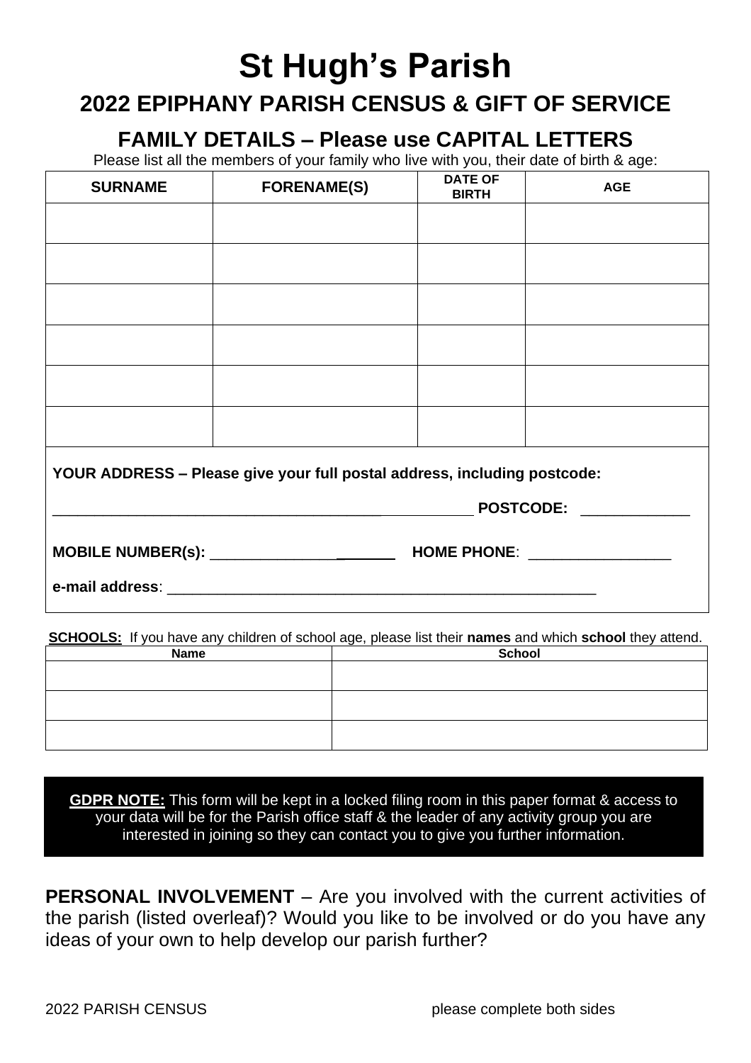# St Hugh's Parish

## 2022 EPIPHANY PARISH CENSUS & GIFT OF SERVICE

### FAMILY DETAILS – Please use CAPITAL LETTERS

Please list all the members of your family who live with you, their date of birth & age:

| SURNAME | FORENAME(S) | DATE OF BIRTH | AGE |
|---|---|---|---|
| | | | |
| | | | |
| | | | |
| | | | |
| | | | |
| | | | |

**YOUR ADDRESS – Please give your full postal address, including postcode:**

____________________________________________________ **POSTCODE:** _____________

**MOBILE NUMBER(s):** ______________________ **HOME PHONE**: _________________

**e-mail address**: ______________________________________________________

**SCHOOLS:** If you have any children of school age, please list their **names** and which **school** they attend.

| Name | School |
|---|---|
| | |
| | |
| | |

**GDPR NOTE:** This form will be kept in a locked filing room in this paper format & access to your data will be for the Parish office staff & the leader of any activity group you are interested in joining so they can contact you to give you further information.

**PERSONAL INVOLVEMENT** – Are you involved with the current activities of the parish (listed overleaf)? Would you like to be involved or do you have any ideas of your own to help develop our parish further?

2022 PARISH CENSUS please complete both sides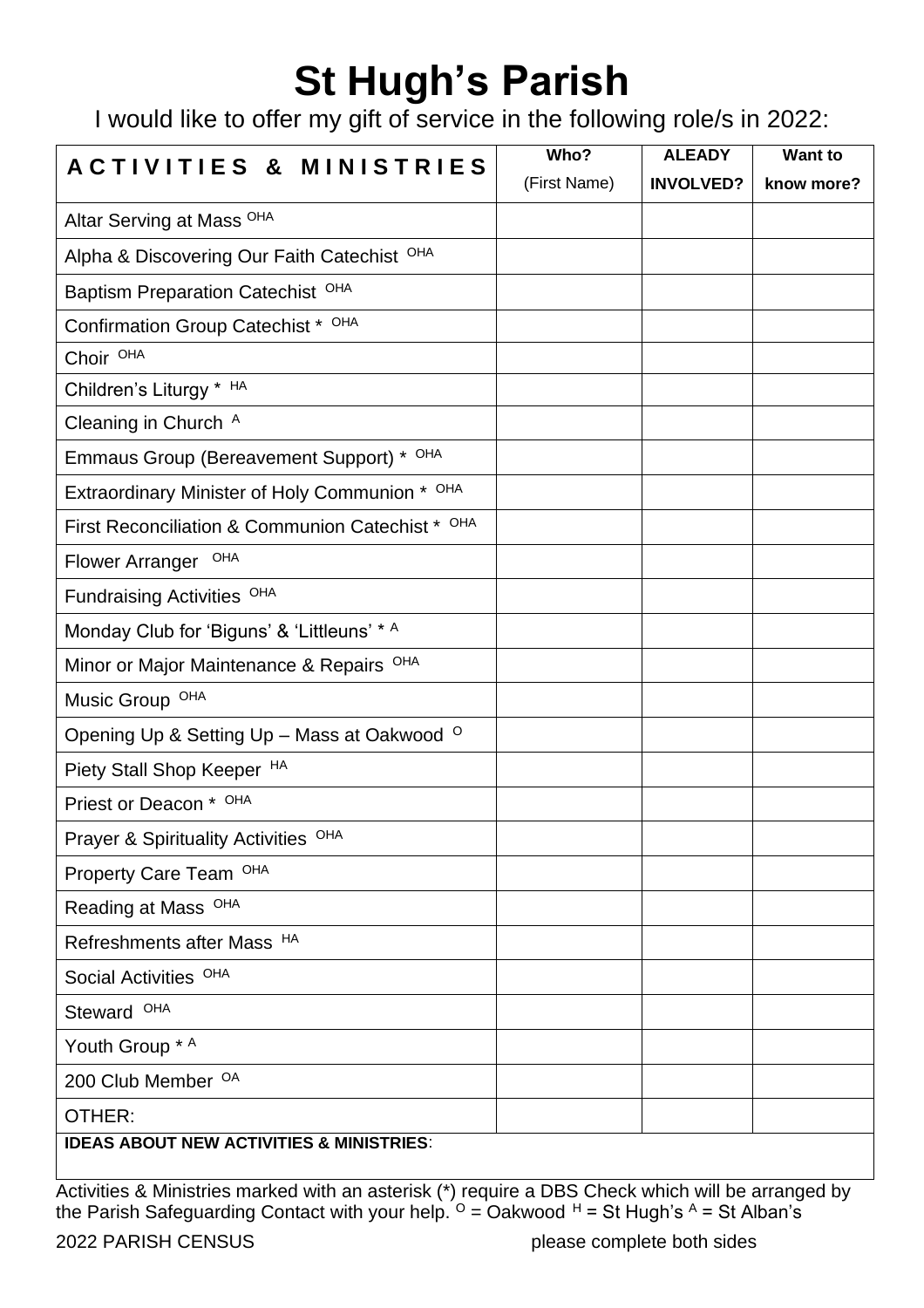# St Hugh's Parish

I would like to offer my gift of service in the following role/s in 2022:

| ACTIVITIES & MINISTRIES | Who? (First Name) | ALEADY INVOLVED? | Want to know more? |
|---|---|---|---|
| Altar Serving at Mass [OHA] | | | |
| Alpha & Discovering Our Faith Catechist [OHA] | | | |
| Baptism Preparation Catechist [OHA] | | | |
| Confirmation Group Catechist * [OHA] | | | |
| Choir [OHA] | | | |
| Children's Liturgy * [HA] | | | |
| Cleaning in Church [A] | | | |
| Emmaus Group (Bereavement Support) * [OHA] | | | |
| Extraordinary Minister of Holy Communion * [OHA] | | | |
| First Reconciliation & Communion Catechist * [OHA] | | | |
| Flower Arranger [OHA] | | | |
| Fundraising Activities [OHA] | | | |
| Monday Club for 'Biguns' & 'Littleuns' * [A] | | | |
| Minor or Major Maintenance & Repairs [OHA] | | | |
| Music Group [OHA] | | | |
| Opening Up & Setting Up – Mass at Oakwood [O] | | | |
| Piety Stall Shop Keeper [HA] | | | |
| Priest or Deacon * [OHA] | | | |
| Prayer & Spirituality Activities [OHA] | | | |
| Property Care Team [OHA] | | | |
| Reading at Mass [OHA] | | | |
| Refreshments after Mass [HA] | | | |
| Social Activities [OHA] | | | |
| Steward [OHA] | | | |
| Youth Group * [A] | | | |
| 200 Club Member [OA] | | | |
| OTHER: | | | |
| **IDEAS ABOUT NEW ACTIVITIES & MINISTRIES**: | | | |

Activities & Ministries marked with an asterisk (*) require a DBS Check which will be arranged by the Parish Safeguarding Contact with your help. [O] = Oakwood [H] = St Hugh's [A] = St Alban's

2022 PARISH CENSUS please complete both sides